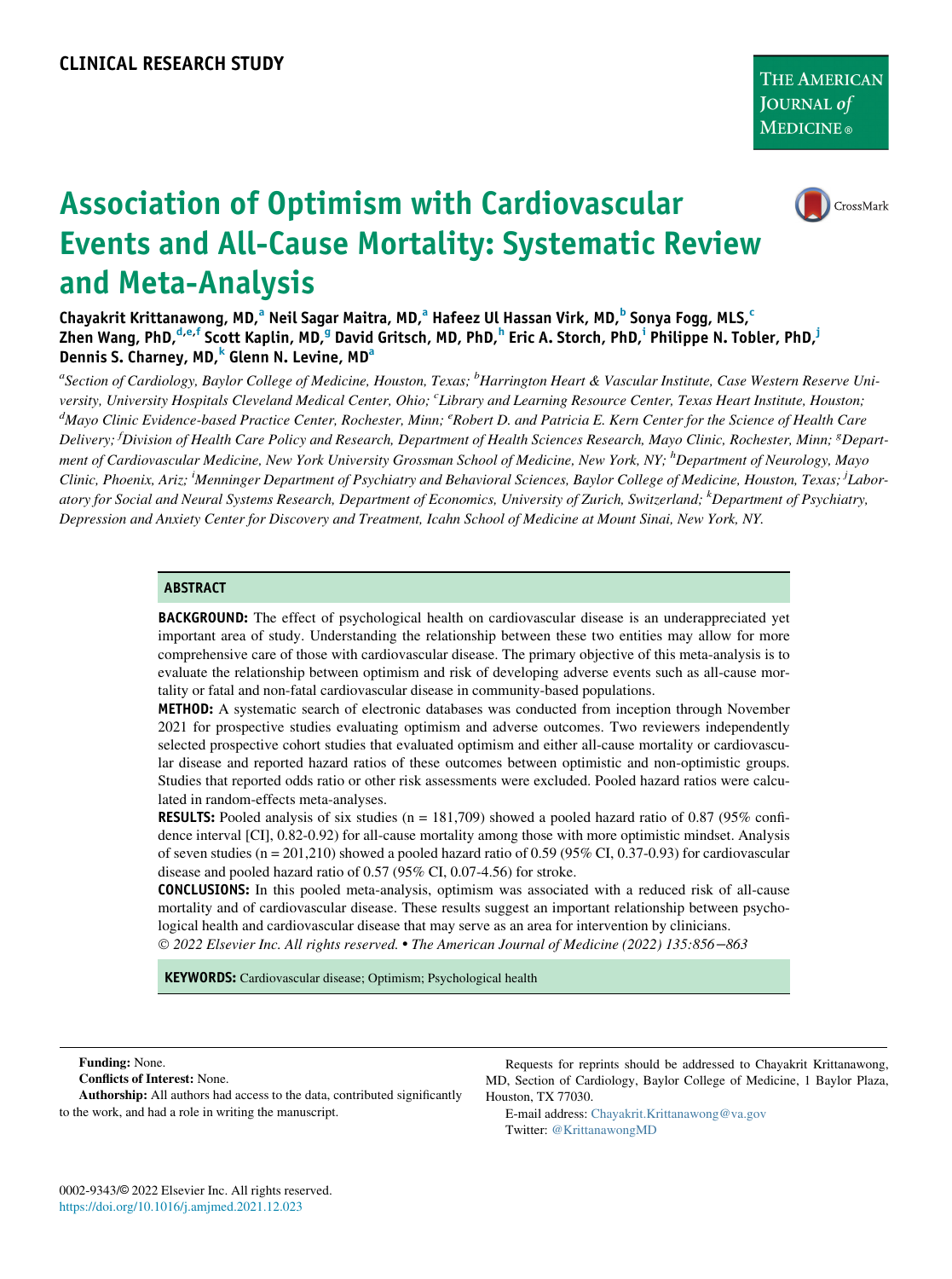CLINICAL RESEARCH STUDY

# Association of Optimism with Cardiovascular Events and All-Cause Mortality: Systematic Review and Meta-Analysis

Chayakrit Krittanawong, MD,[a] Neil Sagar Maitra, MD,[a] Hafeez Ul Hassan Virk, MD,[b] Sonya Fogg, MLS,[c] Zhen Wang, PhD,[d,e,f] Scott Kaplin, MD,[g] David Gritsch, MD, PhD,[h] Eric A. Storch, PhD,[i] Philippe N. Tobler, PhD,[j] Dennis S. Charney, MD,[k] Glenn N. Levine, MD[a]

*[a]Section of Cardiology, Baylor College of Medicine, Houston, Texas; [b]Harrington Heart & Vascular Institute, Case Western Reserve University, University Hospitals Cleveland Medical Center, Ohio; [c]Library and Learning Resource Center, Texas Heart Institute, Houston; [d]Mayo Clinic Evidence-based Practice Center, Rochester, Minn; [e]Robert D. and Patricia E. Kern Center for the Science of Health Care Delivery; [f]Division of Health Care Policy and Research, Department of Health Sciences Research, Mayo Clinic, Rochester, Minn; [g]Department of Cardiovascular Medicine, New York University Grossman School of Medicine, New York, NY; [h]Department of Neurology, Mayo Clinic, Phoenix, Ariz; [i]Menninger Department of Psychiatry and Behavioral Sciences, Baylor College of Medicine, Houston, Texas; [j]Laboratory for Social and Neural Systems Research, Department of Economics, University of Zurich, Switzerland; [k]Department of Psychiatry, Depression and Anxiety Center for Discovery and Treatment, Icahn School of Medicine at Mount Sinai, New York, NY.*

## ABSTRACT

**BACKGROUND:** The effect of psychological health on cardiovascular disease is an underappreciated yet important area of study. Understanding the relationship between these two entities may allow for more comprehensive care of those with cardiovascular disease. The primary objective of this meta-analysis is to evaluate the relationship between optimism and risk of developing adverse events such as all-cause mortality or fatal and non-fatal cardiovascular disease in community-based populations.

**METHOD:** A systematic search of electronic databases was conducted from inception through November 2021 for prospective studies evaluating optimism and adverse outcomes. Two reviewers independently selected prospective cohort studies that evaluated optimism and either all-cause mortality or cardiovascular disease and reported hazard ratios of these outcomes between optimistic and non-optimistic groups. Studies that reported odds ratio or other risk assessments were excluded. Pooled hazard ratios were calculated in random-effects meta-analyses.

**RESULTS:** Pooled analysis of six studies (n = 181,709) showed a pooled hazard ratio of 0.87 (95% confidence interval [CI], 0.82-0.92) for all-cause mortality among those with more optimistic mindset. Analysis of seven studies (n = 201,210) showed a pooled hazard ratio of 0.59 (95% CI, 0.37-0.93) for cardiovascular disease and pooled hazard ratio of 0.57 (95% CI, 0.07-4.56) for stroke.

**CONCLUSIONS:** In this pooled meta-analysis, optimism was associated with a reduced risk of all-cause mortality and of cardiovascular disease. These results suggest an important relationship between psychological health and cardiovascular disease that may serve as an area for intervention by clinicians.

*© 2022 Elsevier Inc. All rights reserved. • The American Journal of Medicine (2022) 135:856−863*

**KEYWORDS:** Cardiovascular disease; Optimism; Psychological health

**Funding:** None.

**Conflicts of Interest:** None.

**Authorship:** All authors had access to the data, contributed significantly to the work, and had a role in writing the manuscript.

Requests for reprints should be addressed to Chayakrit Krittanawong, MD, Section of Cardiology, Baylor College of Medicine, 1 Baylor Plaza, Houston, TX 77030.

E-mail address: Chayakrit.Krittanawong@va.gov

Twitter: @KrittanawongMD

0002-9343/© 2022 Elsevier Inc. All rights reserved.
https://doi.org/10.1016/j.amjmed.2021.12.023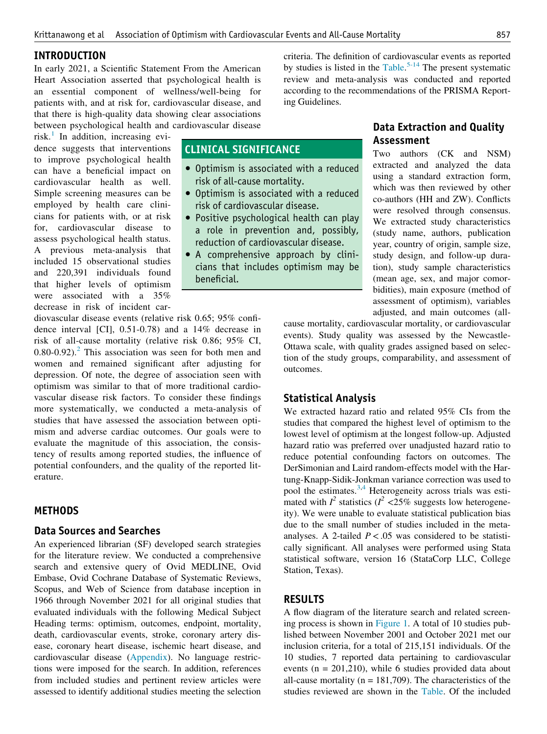## INTRODUCTION

In early 2021, a Scientific Statement From the American Heart Association asserted that psychological health is an essential component of wellness/well-being for patients with, and at risk for, cardiovascular disease, and that there is high-quality data showing clear associations between psychological health and cardiovascular disease risk.[1] In addition, increasing evidence suggests that interventions to improve psychological health can have a beneficial impact on cardiovascular health as well. Simple screening measures can be employed by health care clinicians for patients with, or at risk for, cardiovascular disease to assess psychological health status. A previous meta-analysis that included 15 observational studies and 220,391 individuals found that higher levels of optimism were associated with a 35% decrease in risk of incident cardiovascular disease events (relative risk 0.65; 95% confidence interval [CI], 0.51-0.78) and a 14% decrease in risk of all-cause mortality (relative risk 0.86; 95% CI, 0.80-0.92).[2] This association was seen for both men and women and remained significant after adjusting for depression. Of note, the degree of association seen with optimism was similar to that of more traditional cardiovascular disease risk factors. To consider these findings more systematically, we conducted a meta-analysis of studies that have assessed the association between optimism and adverse cardiac outcomes. Our goals were to evaluate the magnitude of this association, the consistency of results among reported studies, the influence of potential confounders, and the quality of the reported literature.

### CLINICAL SIGNIFICANCE

- Optimism is associated with a reduced risk of all-cause mortality.
- Optimism is associated with a reduced risk of cardiovascular disease.
- Positive psychological health can play a role in prevention and, possibly, reduction of cardiovascular disease.
- A comprehensive approach by clinicians that includes optimism may be beneficial.

## METHODS

### Data Sources and Searches

An experienced librarian (SF) developed search strategies for the literature review. We conducted a comprehensive search and extensive query of Ovid MEDLINE, Ovid Embase, Ovid Cochrane Database of Systematic Reviews, Scopus, and Web of Science from database inception in 1966 through November 2021 for all original studies that evaluated individuals with the following Medical Subject Heading terms: optimism, outcomes, endpoint, mortality, death, cardiovascular events, stroke, coronary artery disease, coronary heart disease, ischemic heart disease, and cardiovascular disease (Appendix). No language restrictions were imposed for the search. In addition, references from included studies and pertinent review articles were assessed to identify additional studies meeting the selection criteria. The definition of cardiovascular events as reported by studies is listed in the Table.[5-14] The present systematic review and meta-analysis was conducted and reported according to the recommendations of the PRISMA Reporting Guidelines.

### Data Extraction and Quality Assessment

Two authors (CK and NSM) extracted and analyzed the data using a standard extraction form, which was then reviewed by other co-authors (HH and ZW). Conflicts were resolved through consensus. We extracted study characteristics (study name, authors, publication year, country of origin, sample size, study design, and follow-up duration), study sample characteristics (mean age, sex, and major comorbidities), main exposure (method of assessment of optimism), variables adjusted, and main outcomes (all-cause mortality, cardiovascular mortality, or cardiovascular events). Study quality was assessed by the Newcastle-Ottawa scale, with quality grades assigned based on selection of the study groups, comparability, and assessment of outcomes.

### Statistical Analysis

We extracted hazard ratio and related 95% CIs from the studies that compared the highest level of optimism to the lowest level of optimism at the longest follow-up. Adjusted hazard ratio was preferred over unadjusted hazard ratio to reduce potential confounding factors on outcomes. The DerSimonian and Laird random-effects model with the Hartung-Knapp-Sidik-Jonkman variance correction was used to pool the estimates.[3,4] Heterogeneity across trials was estimated with $I^2$ statistics ($I^2$ <25% suggests low heterogeneity). We were unable to evaluate statistical publication bias due to the small number of studies included in the meta-analyses. A 2-tailed $P < .05$ was considered to be statistically significant. All analyses were performed using Stata statistical software, version 16 (StataCorp LLC, College Station, Texas).

## RESULTS

A flow diagram of the literature search and related screening process is shown in Figure 1. A total of 10 studies published between November 2001 and October 2021 met our inclusion criteria, for a total of 215,151 individuals. Of the 10 studies, 7 reported data pertaining to cardiovascular events (n = 201,210), while 6 studies provided data about all-cause mortality (n = 181,709). The characteristics of the studies reviewed are shown in the Table. Of the included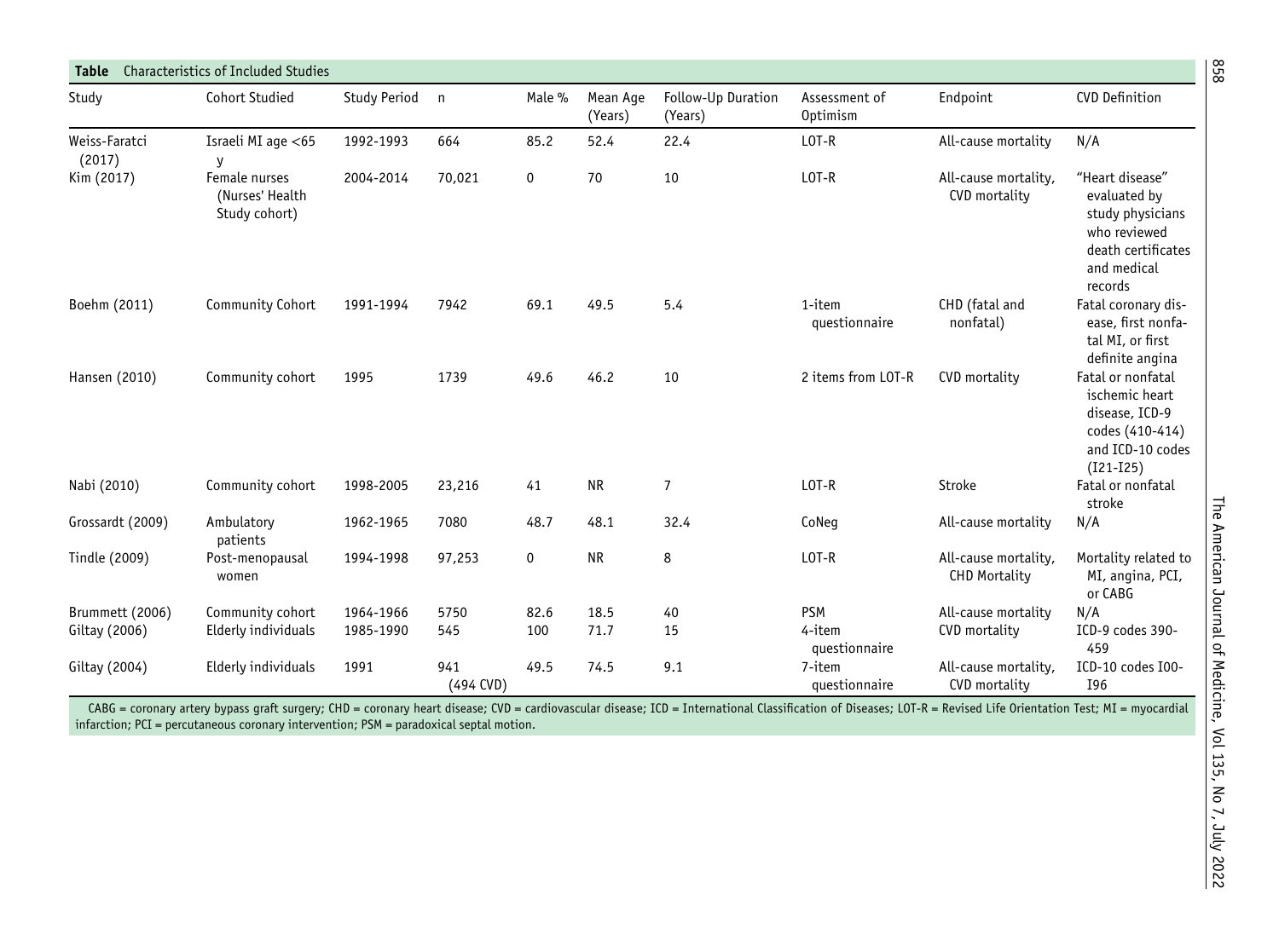**Table** Characteristics of Included Studies

| Study | Cohort Studied | Study Period | n | Male % | Mean Age (Years) | Follow-Up Duration (Years) | Assessment of Optimism | Endpoint | CVD Definition |
|---|---|---|---|---|---|---|---|---|---|
| Weiss-Faratci (2017) | Israeli MI age <65 y | 1992-1993 | 664 | 85.2 | 52.4 | 22.4 | LOT-R | All-cause mortality | N/A |
| Kim (2017) | Female nurses (Nurses' Health Study cohort) | 2004-2014 | 70,021 | 0 | 70 | 10 | LOT-R | All-cause mortality, CVD mortality | "Heart disease" evaluated by study physicians who reviewed death certificates and medical records |
| Boehm (2011) | Community Cohort | 1991-1994 | 7942 | 69.1 | 49.5 | 5.4 | 1-item questionnaire | CHD (fatal and nonfatal) | Fatal coronary disease, first nonfatal MI, or first definite angina |
| Hansen (2010) | Community cohort | 1995 | 1739 | 49.6 | 46.2 | 10 | 2 items from LOT-R | CVD mortality | Fatal or nonfatal ischemic heart disease, ICD-9 codes (410-414) and ICD-10 codes (I21-I25) |
| Nabi (2010) | Community cohort | 1998-2005 | 23,216 | 41 | NR | 7 | LOT-R | Stroke | Fatal or nonfatal stroke |
| Grossardt (2009) | Ambulatory patients | 1962-1965 | 7080 | 48.7 | 48.1 | 32.4 | CoNeg | All-cause mortality | N/A |
| Tindle (2009) | Post-menopausal women | 1994-1998 | 97,253 | 0 | NR | 8 | LOT-R | All-cause mortality, CHD Mortality | Mortality related to MI, angina, PCI, or CABG |
| Brummett (2006) | Community cohort | 1964-1966 | 5750 | 82.6 | 18.5 | 40 | PSM | All-cause mortality | N/A |
| Giltay (2006) | Elderly individuals | 1985-1990 | 545 | 100 | 71.7 | 15 | 4-item questionnaire | CVD mortality | ICD-9 codes 390-459 |
| Giltay (2004) | Elderly individuals | 1991 | 941 (494 CVD) | 49.5 | 74.5 | 9.1 | 7-item questionnaire | All-cause mortality, CVD mortality | ICD-10 codes I00-I96 |

CABG = coronary artery bypass graft surgery; CHD = coronary heart disease; CVD = cardiovascular disease; ICD = International Classification of Diseases; LOT-R = Revised Life Orientation Test; MI = myocardial infarction; PCI = percutaneous coronary intervention; PSM = paradoxical septal motion.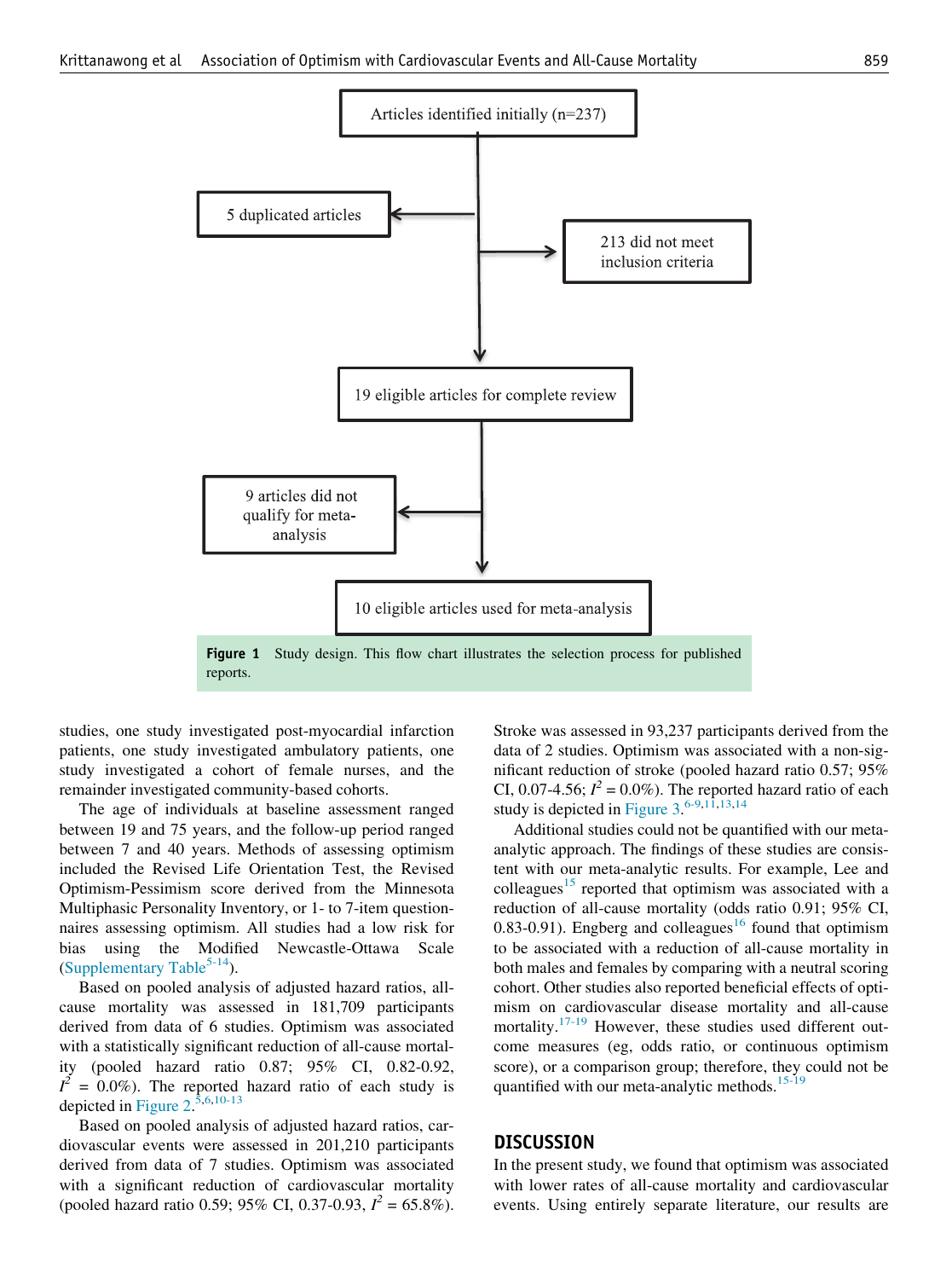Articles identified initially (n=237)

5 duplicated articles

213 did not meet inclusion criteria

19 eligible articles for complete review

9 articles did not qualify for meta-analysis

10 eligible articles used for meta-analysis

**Figure 1** Study design. This flow chart illustrates the selection process for published reports.

studies, one study investigated post-myocardial infarction patients, one study investigated ambulatory patients, one study investigated a cohort of female nurses, and the remainder investigated community-based cohorts.

The age of individuals at baseline assessment ranged between 19 and 75 years, and the follow-up period ranged between 7 and 40 years. Methods of assessing optimism included the Revised Life Orientation Test, the Revised Optimism-Pessimism score derived from the Minnesota Multiphasic Personality Inventory, or 1- to 7-item questionnaires assessing optimism. All studies had a low risk for bias using the Modified Newcastle-Ottawa Scale (Supplementary Table[5-14]).

Based on pooled analysis of adjusted hazard ratios, all-cause mortality was assessed in 181,709 participants derived from data of 6 studies. Optimism was associated with a statistically significant reduction of all-cause mortality (pooled hazard ratio 0.87; 95% CI, 0.82-0.92, $I^2$ = 0.0%). The reported hazard ratio of each study is depicted in Figure 2.[5,6,10-13]

Based on pooled analysis of adjusted hazard ratios, cardiovascular events were assessed in 201,210 participants derived from data of 7 studies. Optimism was associated with a significant reduction of cardiovascular mortality (pooled hazard ratio 0.59; 95% CI, 0.37-0.93, $I^2$ = 65.8%). Stroke was assessed in 93,237 participants derived from the data of 2 studies. Optimism was associated with a non-significant reduction of stroke (pooled hazard ratio 0.57; 95% CI, 0.07-4.56; $I^2$ = 0.0%). The reported hazard ratio of each study is depicted in Figure 3.[6-9,11,13,14]

Additional studies could not be quantified with our meta-analytic approach. The findings of these studies are consistent with our meta-analytic results. For example, Lee and colleagues[15] reported that optimism was associated with a reduction of all-cause mortality (odds ratio 0.91; 95% CI, 0.83-0.91). Engberg and colleagues[16] found that optimism to be associated with a reduction of all-cause mortality in both males and females by comparing with a neutral scoring cohort. Other studies also reported beneficial effects of optimism on cardiovascular disease mortality and all-cause mortality.[17-19] However, these studies used different outcome measures (eg, odds ratio, or continuous optimism score), or a comparison group; therefore, they could not be quantified with our meta-analytic methods.[15-19]

## DISCUSSION

In the present study, we found that optimism was associated with lower rates of all-cause mortality and cardiovascular events. Using entirely separate literature, our results are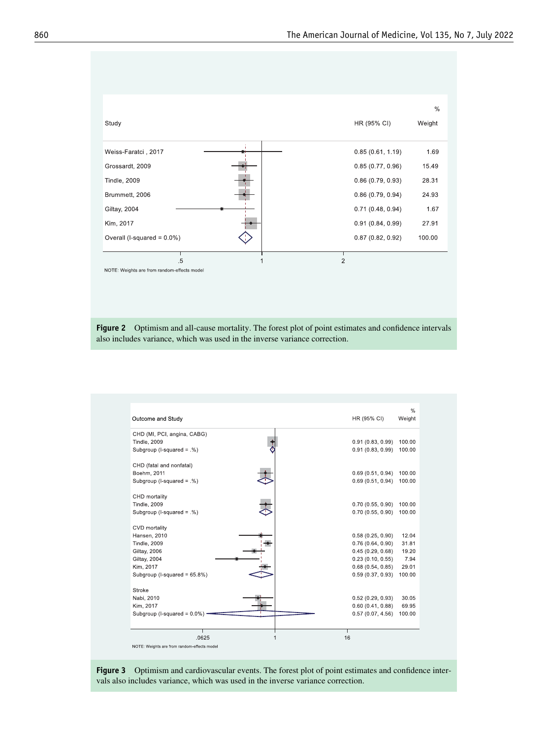| Study | HR (95% CI) | % Weight |
|---|---|---|
| Weiss-Faratci , 2017 | 0.85 (0.61, 1.19) | 1.69 |
| Grossardt, 2009 | 0.85 (0.77, 0.96) | 15.49 |
| Tindle, 2009 | 0.86 (0.79, 0.93) | 28.31 |
| Brummett, 2006 | 0.86 (0.79, 0.94) | 24.93 |
| Giltay, 2004 | 0.71 (0.48, 0.94) | 1.67 |
| Kim, 2017 | 0.91 (0.84, 0.99) | 27.91 |
| Overall (I-squared = 0.0%) | 0.87 (0.82, 0.92) | 100.00 |

NOTE: Weights are from random-effects model

**Figure 2** Optimism and all-cause mortality. The forest plot of point estimates and confidence intervals also includes variance, which was used in the inverse variance correction.

| Outcome and Study | HR (95% CI) | % Weight |
|---|---|---|
| CHD (MI, PCI, angina, CABG) | | |
| Tindle, 2009 | 0.91 (0.83, 0.99) | 100.00 |
| Subgroup (I-squared = .%) | 0.91 (0.83, 0.99) | 100.00 |
| CHD (fatal and nonfatal) | | |
| Boehm, 2011 | 0.69 (0.51, 0.94) | 100.00 |
| Subgroup (I-squared = .%) | 0.69 (0.51, 0.94) | 100.00 |
| CHD mortality | | |
| Tindle, 2009 | 0.70 (0.55, 0.90) | 100.00 |
| Subgroup (I-squared = .%) | 0.70 (0.55, 0.90) | 100.00 |
| CVD mortality | | |
| Hansen, 2010 | 0.58 (0.25, 0.90) | 12.04 |
| Tindle, 2009 | 0.76 (0.64, 0.90) | 31.81 |
| Giltay, 2006 | 0.45 (0.29, 0.68) | 19.20 |
| Giltay, 2004 | 0.23 (0.10, 0.55) | 7.94 |
| Kim, 2017 | 0.68 (0.54, 0.85) | 29.01 |
| Subgroup (I-squared = 65.8%) | 0.59 (0.37, 0.93) | 100.00 |
| Stroke | | |
| Nabi, 2010 | 0.52 (0.29, 0.93) | 30.05 |
| Kim, 2017 | 0.60 (0.41, 0.88) | 69.95 |
| Subgroup (I-squared = 0.0%) | 0.57 (0.07, 4.56) | 100.00 |

NOTE: Weights are from random-effects model

**Figure 3** Optimism and cardiovascular events. The forest plot of point estimates and confidence intervals also includes variance, which was used in the inverse variance correction.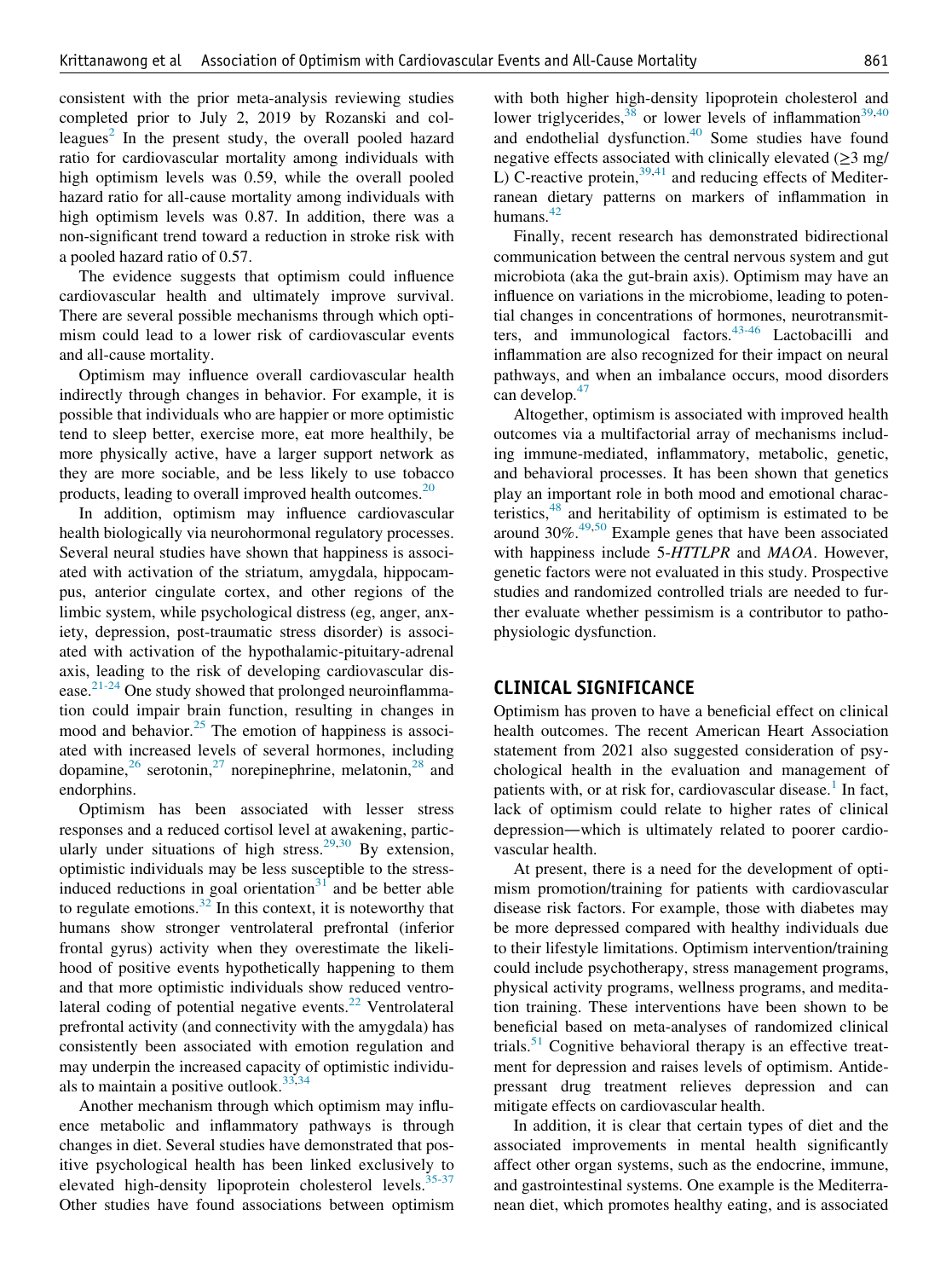consistent with the prior meta-analysis reviewing studies completed prior to July 2, 2019 by Rozanski and colleagues[2] In the present study, the overall pooled hazard ratio for cardiovascular mortality among individuals with high optimism levels was 0.59, while the overall pooled hazard ratio for all-cause mortality among individuals with high optimism levels was 0.87. In addition, there was a non-significant trend toward a reduction in stroke risk with a pooled hazard ratio of 0.57.

The evidence suggests that optimism could influence cardiovascular health and ultimately improve survival. There are several possible mechanisms through which optimism could lead to a lower risk of cardiovascular events and all-cause mortality.

Optimism may influence overall cardiovascular health indirectly through changes in behavior. For example, it is possible that individuals who are happier or more optimistic tend to sleep better, exercise more, eat more healthily, be more physically active, have a larger support network as they are more sociable, and be less likely to use tobacco products, leading to overall improved health outcomes.[20]

In addition, optimism may influence cardiovascular health biologically via neurohormonal regulatory processes. Several neural studies have shown that happiness is associated with activation of the striatum, amygdala, hippocampus, anterior cingulate cortex, and other regions of the limbic system, while psychological distress (eg, anger, anxiety, depression, post-traumatic stress disorder) is associated with activation of the hypothalamic-pituitary-adrenal axis, leading to the risk of developing cardiovascular disease.[21-24] One study showed that prolonged neuroinflammation could impair brain function, resulting in changes in mood and behavior.[25] The emotion of happiness is associated with increased levels of several hormones, including dopamine,[26] serotonin,[27] norepinephrine, melatonin,[28] and endorphins.

Optimism has been associated with lesser stress responses and a reduced cortisol level at awakening, particularly under situations of high stress.[29,30] By extension, optimistic individuals may be less susceptible to the stress-induced reductions in goal orientation[31] and be better able to regulate emotions.[32] In this context, it is noteworthy that humans show stronger ventrolateral prefrontal (inferior frontal gyrus) activity when they overestimate the likelihood of positive events hypothetically happening to them and that more optimistic individuals show reduced ventrolateral coding of potential negative events.[22] Ventrolateral prefrontal activity (and connectivity with the amygdala) has consistently been associated with emotion regulation and may underpin the increased capacity of optimistic individuals to maintain a positive outlook.[33,34]

Another mechanism through which optimism may influence metabolic and inflammatory pathways is through changes in diet. Several studies have demonstrated that positive psychological health has been linked exclusively to elevated high-density lipoprotein cholesterol levels.[35-37] Other studies have found associations between optimism with both higher high-density lipoprotein cholesterol and lower triglycerides,[38] or lower levels of inflammation[39,40] and endothelial dysfunction.[40] Some studies have found negative effects associated with clinically elevated (≥3 mg/L) C-reactive protein,[39,41] and reducing effects of Mediterranean dietary patterns on markers of inflammation in humans.[42]

Finally, recent research has demonstrated bidirectional communication between the central nervous system and gut microbiota (aka the gut-brain axis). Optimism may have an influence on variations in the microbiome, leading to potential changes in concentrations of hormones, neurotransmitters, and immunological factors.[43-46] Lactobacilli and inflammation are also recognized for their impact on neural pathways, and when an imbalance occurs, mood disorders can develop.[47]

Altogether, optimism is associated with improved health outcomes via a multifactorial array of mechanisms including immune-mediated, inflammatory, metabolic, genetic, and behavioral processes. It has been shown that genetics play an important role in both mood and emotional characteristics,[48] and heritability of optimism is estimated to be around 30%.[49,50] Example genes that have been associated with happiness include *5-HTTLPR* and *MAOA*. However, genetic factors were not evaluated in this study. Prospective studies and randomized controlled trials are needed to further evaluate whether pessimism is a contributor to pathophysiologic dysfunction.

## CLINICAL SIGNIFICANCE

Optimism has proven to have a beneficial effect on clinical health outcomes. The recent American Heart Association statement from 2021 also suggested consideration of psychological health in the evaluation and management of patients with, or at risk for, cardiovascular disease.[1] In fact, lack of optimism could relate to higher rates of clinical depression—which is ultimately related to poorer cardiovascular health.

At present, there is a need for the development of optimism promotion/training for patients with cardiovascular disease risk factors. For example, those with diabetes may be more depressed compared with healthy individuals due to their lifestyle limitations. Optimism intervention/training could include psychotherapy, stress management programs, physical activity programs, wellness programs, and meditation training. These interventions have been shown to be beneficial based on meta-analyses of randomized clinical trials.[51] Cognitive behavioral therapy is an effective treatment for depression and raises levels of optimism. Antidepressant drug treatment relieves depression and can mitigate effects on cardiovascular health.

In addition, it is clear that certain types of diet and the associated improvements in mental health significantly affect other organ systems, such as the endocrine, immune, and gastrointestinal systems. One example is the Mediterranean diet, which promotes healthy eating, and is associated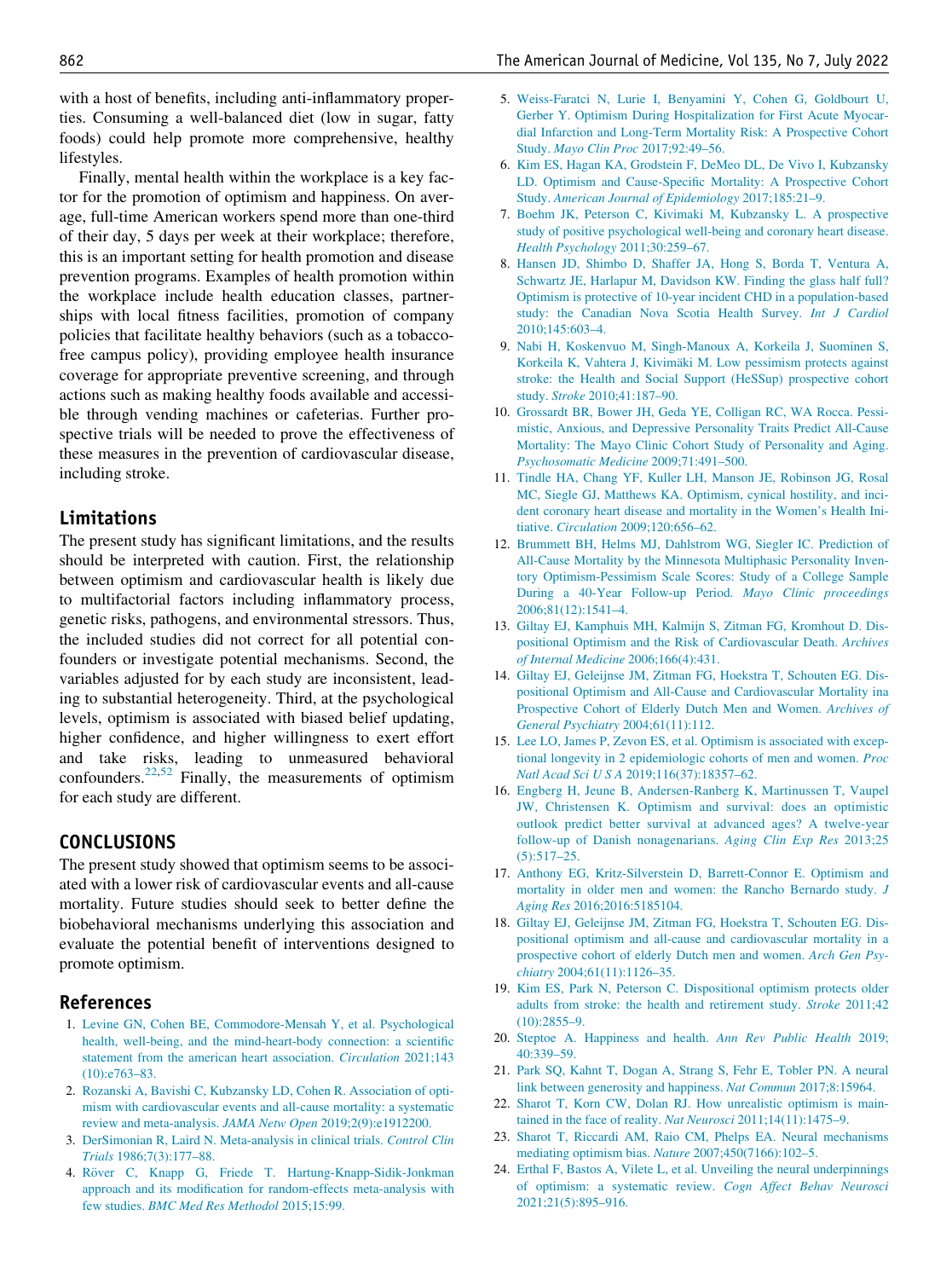with a host of benefits, including anti-inflammatory properties. Consuming a well-balanced diet (low in sugar, fatty foods) could help promote more comprehensive, healthy lifestyles.

Finally, mental health within the workplace is a key factor for the promotion of optimism and happiness. On average, full-time American workers spend more than one-third of their day, 5 days per week at their workplace; therefore, this is an important setting for health promotion and disease prevention programs. Examples of health promotion within the workplace include health education classes, partnerships with local fitness facilities, promotion of company policies that facilitate healthy behaviors (such as a tobacco-free campus policy), providing employee health insurance coverage for appropriate preventive screening, and through actions such as making healthy foods available and accessible through vending machines or cafeterias. Further prospective trials will be needed to prove the effectiveness of these measures in the prevention of cardiovascular disease, including stroke.

## Limitations

The present study has significant limitations, and the results should be interpreted with caution. First, the relationship between optimism and cardiovascular health is likely due to multifactorial factors including inflammatory process, genetic risks, pathogens, and environmental stressors. Thus, the included studies did not correct for all potential confounders or investigate potential mechanisms. Second, the variables adjusted for by each study are inconsistent, leading to substantial heterogeneity. Third, at the psychological levels, optimism is associated with biased belief updating, higher confidence, and higher willingness to exert effort and take risks, leading to unmeasured behavioral confounders.[22,52] Finally, the measurements of optimism for each study are different.

## CONCLUSIONS

The present study showed that optimism seems to be associated with a lower risk of cardiovascular events and all-cause mortality. Future studies should seek to better define the biobehavioral mechanisms underlying this association and evaluate the potential benefit of interventions designed to promote optimism.

## References

1. Levine GN, Cohen BE, Commodore-Mensah Y, et al. Psychological health, well-being, and the mind-heart-body connection: a scientific statement from the american heart association. *Circulation* 2021;143(10):e763–83.
2. Rozanski A, Bavishi C, Kubzansky LD, Cohen R. Association of optimism with cardiovascular events and all-cause mortality: a systematic review and meta-analysis. *JAMA Netw Open* 2019;2(9):e1912200.
3. DerSimonian R, Laird N. Meta-analysis in clinical trials. *Control Clin Trials* 1986;7(3):177–88.
4. Röver C, Knapp G, Friede T. Hartung-Knapp-Sidik-Jonkman approach and its modification for random-effects meta-analysis with few studies. *BMC Med Res Methodol* 2015;15:99.
5. Weiss-Faratci N, Lurie I, Benyamini Y, Cohen G, Goldbourt U, Gerber Y. Optimism During Hospitalization for First Acute Myocardial Infarction and Long-Term Mortality Risk: A Prospective Cohort Study. *Mayo Clin Proc* 2017;92:49–56.
6. Kim ES, Hagan KA, Grodstein F, DeMeo DL, De Vivo I, Kubzansky LD. Optimism and Cause-Specific Mortality: A Prospective Cohort Study. *American Journal of Epidemiology* 2017;185:21–9.
7. Boehm JK, Peterson C, Kivimaki M, Kubzansky L. A prospective study of positive psychological well-being and coronary heart disease. *Health Psychology* 2011;30:259–67.
8. Hansen JD, Shimbo D, Shaffer JA, Hong S, Borda T, Ventura A, Schwartz JE, Harlapur M, Davidson KW. Finding the glass half full? Optimism is protective of 10-year incident CHD in a population-based study: the Canadian Nova Scotia Health Survey. *Int J Cardiol* 2010;145:603–4.
9. Nabi H, Koskenvuo M, Singh-Manoux A, Korkeila J, Suominen S, Korkeila K, Vahtera J, Kivimäki M. Low pessimism protects against stroke: the Health and Social Support (HeSSup) prospective cohort study. *Stroke* 2010;41:187–90.
10. Grossardt BR, Bower JH, Geda YE, Colligan RC, WA Rocca. Pessimistic, Anxious, and Depressive Personality Traits Predict All-Cause Mortality: The Mayo Clinic Cohort Study of Personality and Aging. *Psychosomatic Medicine* 2009;71:491–500.
11. Tindle HA, Chang YF, Kuller LH, Manson JE, Robinson JG, Rosal MC, Siegle GJ, Matthews KA. Optimism, cynical hostility, and incident coronary heart disease and mortality in the Women's Health Initiative. *Circulation* 2009;120:656–62.
12. Brummett BH, Helms MJ, Dahlstrom WG, Siegler IC. Prediction of All-Cause Mortality by the Minnesota Multiphasic Personality Inventory Optimism-Pessimism Scale Scores: Study of a College Sample During a 40-Year Follow-up Period. *Mayo Clinic proceedings* 2006;81(12):1541–4.
13. Giltay EJ, Kamphuis MH, Kalmijn S, Zitman FG, Kromhout D. Dispositional Optimism and the Risk of Cardiovascular Death. *Archives of Internal Medicine* 2006;166(4):431.
14. Giltay EJ, Geleijnse JM, Zitman FG, Hoekstra T, Schouten EG. Dispositional Optimism and All-Cause and Cardiovascular Mortality ina Prospective Cohort of Elderly Dutch Men and Women. *Archives of General Psychiatry* 2004;61(11):112.
15. Lee LO, James P, Zevon ES, et al. Optimism is associated with exceptional longevity in 2 epidemiologic cohorts of men and women. *Proc Natl Acad Sci U S A* 2019;116(37):18357–62.
16. Engberg H, Jeune B, Andersen-Ranberg K, Martinussen T, Vaupel JW, Christensen K. Optimism and survival: does an optimistic outlook predict better survival at advanced ages? A twelve-year follow-up of Danish nonagenarians. *Aging Clin Exp Res* 2013;25(5):517–25.
17. Anthony EG, Kritz-Silverstein D, Barrett-Connor E. Optimism and mortality in older men and women: the Rancho Bernardo study. *J Aging Res* 2016;2016:5185104.
18. Giltay EJ, Geleijnse JM, Zitman FG, Hoekstra T, Schouten EG. Dispositional optimism and all-cause and cardiovascular mortality in a prospective cohort of elderly Dutch men and women. *Arch Gen Psychiatry* 2004;61(11):1126–35.
19. Kim ES, Park N, Peterson C. Dispositional optimism protects older adults from stroke: the health and retirement study. *Stroke* 2011;42(10):2855–9.
20. Steptoe A. Happiness and health. *Ann Rev Public Health* 2019;40:339–59.
21. Park SQ, Kahnt T, Dogan A, Strang S, Fehr E, Tobler PN. A neural link between generosity and happiness. *Nat Commun* 2017;8:15964.
22. Sharot T, Korn CW, Dolan RJ. How unrealistic optimism is maintained in the face of reality. *Nat Neurosci* 2011;14(11):1475–9.
23. Sharot T, Riccardi AM, Raio CM, Phelps EA. Neural mechanisms mediating optimism bias. *Nature* 2007;450(7166):102–5.
24. Erthal F, Bastos A, Vilete L, et al. Unveiling the neural underpinnings of optimism: a systematic review. *Cogn Affect Behav Neurosci* 2021;21(5):895–916.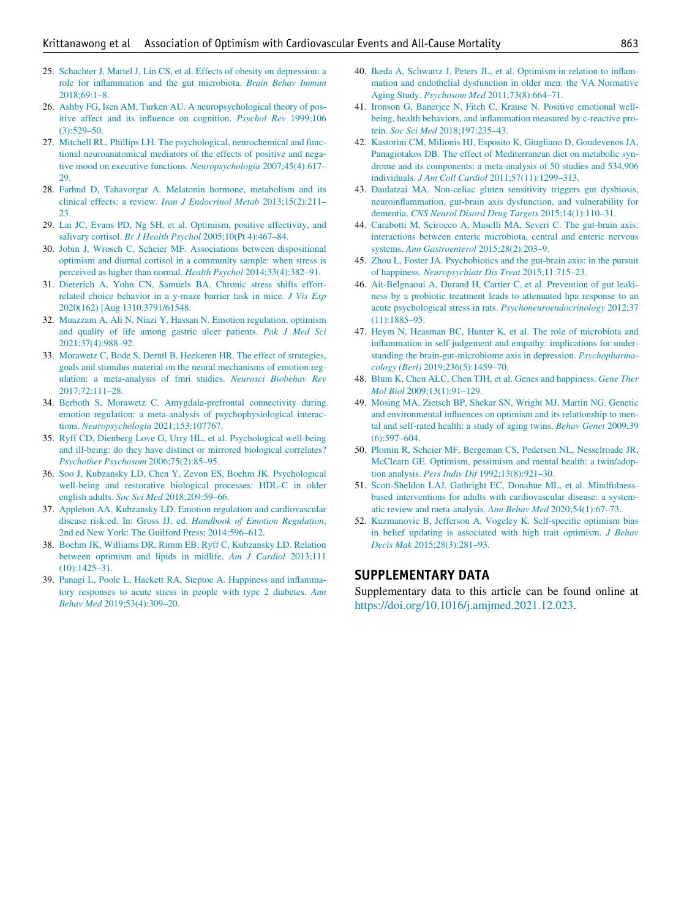25. Schachter J, Martel J, Lin CS, et al. Effects of obesity on depression: a role for inflammation and the gut microbiota. *Brain Behav Immun* 2018;69:1–8.
26. Ashby FG, Isen AM, Turken AU. A neuropsychological theory of positive affect and its influence on cognition. *Psychol Rev* 1999;106 (3):529–50.
27. Mitchell RL, Phillips LH. The psychological, neurochemical and functional neuroanatomical mediators of the effects of positive and negative mood on executive functions. *Neuropsychologia* 2007;45(4):617–29.
28. Farhud D, Tahavorgar A. Melatonin hormone, metabolism and its clinical effects: a review. *Iran J Endocrinol Metab* 2013;15(2):211–23.
29. Lai JC, Evans PD, Ng SH, et al. Optimism, positive affectivity, and salivary cortisol. *Br J Health Psychol* 2005;10(Pt 4):467–84.
30. Jobin J, Wrosch C, Scheier MF. Associations between dispositional optimism and diurnal cortisol in a community sample: when stress is perceived as higher than normal. *Health Psychol* 2014;33(4):382–91.
31. Dieterich A, Yohn CN, Samuels BA. Chronic stress shifts effort-related choice behavior in a y-maze barrier task in mice. *J Vis Exp* 2020(162) [Aug 1310.3791/61548.
32. Muazzam A, Ali N, Niazi Y, Hassan N. Emotion regulation, optimism and quality of life among gastric ulcer patients. *Pak J Med Sci* 2021;37(4):988–92.
33. Morawetz C, Bode S, Derntl B, Heekeren HR. The effect of strategies, goals and stimulus material on the neural mechanisms of emotion regulation: a meta-analysis of fmri studies. *Neurosci Biobehav Rev* 2017;72:111–28.
34. Berboth S, Morawetz C. Amygdala-prefrontal connectivity during emotion regulation: a meta-analysis of psychophysiological interactions. *Neuropsychologia* 2021;153:107767.
35. Ryff CD, Dienberg Love G, Urry HL, et al. Psychological well-being and ill-being: do they have distinct or mirrored biological correlates? *Psychother Psychosom* 2006;75(2):85–95.
36. Soo J, Kubzansky LD, Chen Y, Zevon ES, Boehm JK. Psychological well-being and restorative biological processes: HDL-C in older english adults. *Soc Sci Med* 2018;209:59–66.
37. Appleton AA, Kubzansky LD. Emotion regulation and cardiovascular disease risk:ed. In: Gross JJ, ed. *Handbook of Emotion Regulation*, 2nd ed New York: The Guilford Press; 2014:596–612.
38. Boehm JK, Williams DR, Rimm EB, Ryff C, Kubzansky LD. Relation between optimism and lipids in midlife. *Am J Cardiol* 2013;111 (10):1425–31.
39. Panagi L, Poole L, Hackett RA, Steptoe A. Happiness and inflammatory responses to acute stress in people with type 2 diabetes. *Ann Behav Med* 2019;53(4):309–20.
40. Ikeda A, Schwartz J, Peters JL, et al. Optimism in relation to inflammation and endothelial dysfunction in older men: the VA Normative Aging Study. *Psychosom Med* 2011;73(8):664–71.
41. Ironson G, Banerjee N, Fitch C, Krause N. Positive emotional well-being, health behaviors, and inflammation measured by c-reactive protein. *Soc Sci Med* 2018;197:235–43.
42. Kastorini CM, Milionis HJ, Esposito K, Giugliano D, Goudevenos JA, Panagiotakos DB. The effect of Mediterranean diet on metabolic syndrome and its components: a meta-analysis of 50 studies and 534,906 individuals. *J Am Coll Cardiol* 2011;57(11):1299–313.
43. Daulatzai MA. Non-celiac gluten sensitivity triggers gut dysbiosis, neuroinflammation, gut-brain axis dysfunction, and vulnerability for dementia. *CNS Neurol Disord Drug Targets* 2015;14(1):110–31.
44. Carabotti M, Scirocco A, Maselli MA, Severi C. The gut-brain axis: interactions between enteric microbiota, central and enteric nervous systems. *Ann Gastroenterol* 2015;28(2):203–9.
45. Zhou L, Foster JA. Psychobiotics and the gut-brain axis: in the pursuit of happiness. *Neuropsychiatr Dis Treat* 2015;11:715–23.
46. Ait-Belgnaoui A, Durand H, Cartier C, et al. Prevention of gut leakiness by a probiotic treatment leads to attenuated hpa response to an acute psychological stress in rats. *Psychoneuroendocrinology* 2012;37 (11):1885–95.
47. Heym N, Heasman BC, Hunter K, et al. The role of microbiota and inflammation in self-judgement and empathy: implications for understanding the brain-gut-microbiome axis in depression. *Psychopharmacology (Berl)* 2019;236(5):1459–70.
48. Blum K, Chen ALC, Chen TJH, et al. Genes and happiness. *Gene Ther Mol Biol* 2009;13(1):91–129.
49. Mosing MA, Zietsch BP, Shekar SN, Wright MJ, Martin NG. Genetic and environmental influences on optimism and its relationship to mental and self-rated health: a study of aging twins. *Behav Genet* 2009;39 (6):597–604.
50. Plomin R, Scheier MF, Bergeman CS, Pedersen NL, Nesselroade JR, McClearn GE. Optimism, pessimism and mental health: a twin/adoption analysis. *Pers Indiv Dif* 1992;13(8):921–30.
51. Scott-Sheldon LAJ, Gathright EC, Donahue ML, et al. Mindfulness-based interventions for adults with cardiovascular disease: a systematic review and meta-analysis. *Ann Behav Med* 2020;54(1):67–73.
52. Kuzmanovic B, Jefferson A, Vogeley K. Self-specific optimism bias in belief updating is associated with high trait optimism. *J Behav Decis Mak* 2015;28(3):281–93.

## SUPPLEMENTARY DATA

Supplementary data to this article can be found online at https://doi.org/10.1016/j.amjmed.2021.12.023.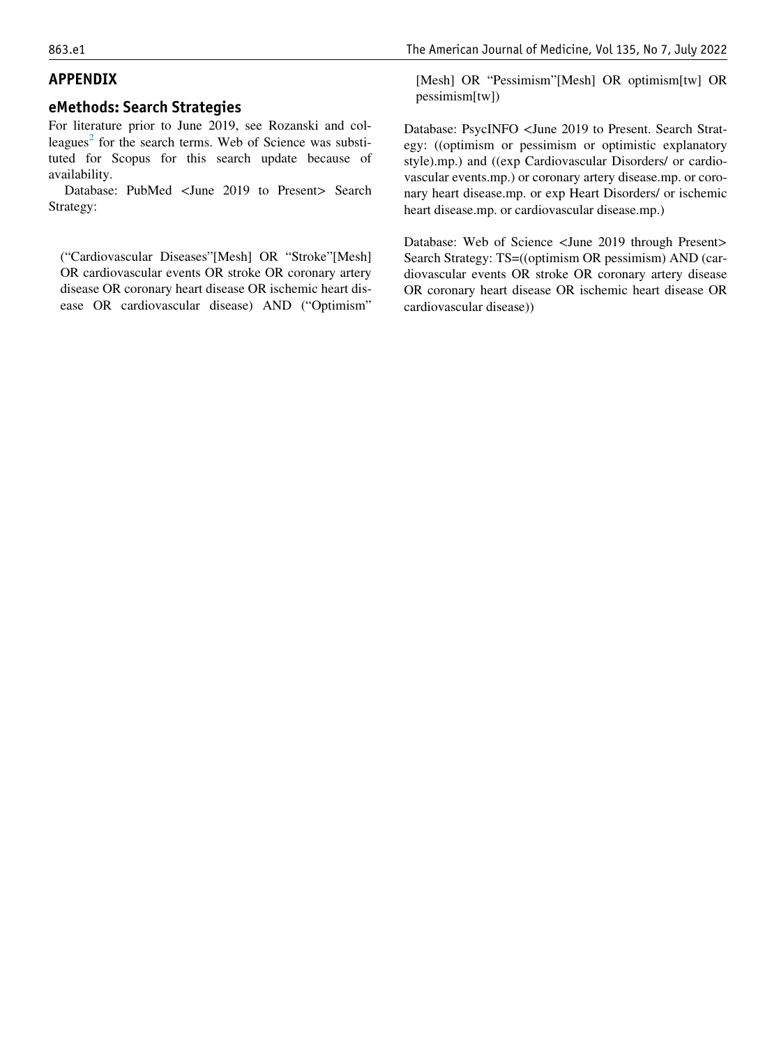## APPENDIX

## eMethods: Search Strategies

For literature prior to June 2019, see Rozanski and colleagues[2] for the search terms. Web of Science was substituted for Scopus for this search update because of availability.

Database: PubMed <June 2019 to Present> Search Strategy:

("Cardiovascular Diseases"[Mesh] OR "Stroke"[Mesh] OR cardiovascular events OR stroke OR coronary artery disease OR coronary heart disease OR ischemic heart disease OR cardiovascular disease) AND ("Optimism"[Mesh] OR "Pessimism"[Mesh] OR optimism[tw] OR pessimism[tw])

Database: PsycINFO <June 2019 to Present. Search Strategy: ((optimism or pessimism or optimistic explanatory style).mp.) and ((exp Cardiovascular Disorders/ or cardiovascular events.mp.) or coronary artery disease.mp. or coronary heart disease.mp. or exp Heart Disorders/ or ischemic heart disease.mp. or cardiovascular disease.mp.)

Database: Web of Science <June 2019 through Present> Search Strategy: TS=((optimism OR pessimism) AND (cardiovascular events OR stroke OR coronary artery disease OR coronary heart disease OR ischemic heart disease OR cardiovascular disease))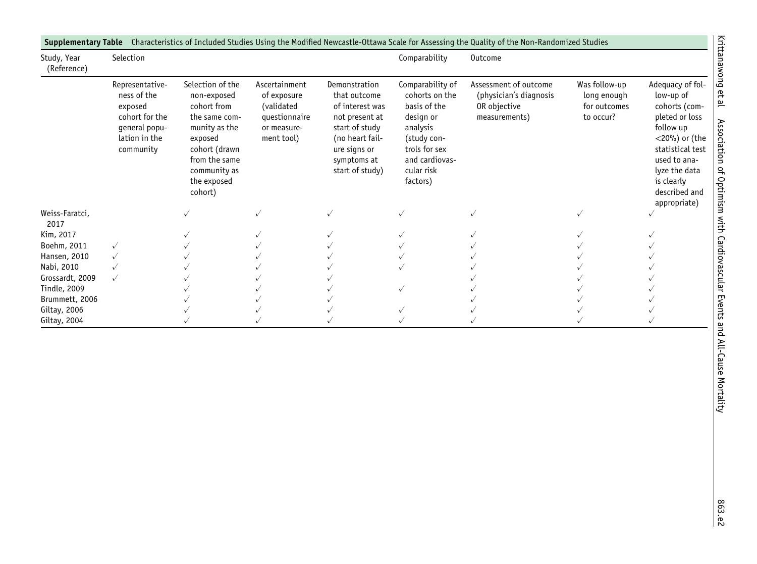**Supplementary Table** Characteristics of Included Studies Using the Modified Newcastle-Ottawa Scale for Assessing the Quality of the Non-Randomized Studies

| Study, Year (Reference) | Selection | | | | Comparability | Outcome | | |
|---|---|---|---|---|---|---|---|---|
| | Representativeness of the exposed cohort for the general population in the community | Selection of the non-exposed cohort from the same community as the exposed cohort (drawn from the same community as the exposed cohort) | Ascertainment of exposure (validated questionnaire or measurement tool) | Demonstration that outcome of interest was not present at start of study (no heart failure signs or symptoms at start of study) | Comparability of cohorts on the basis of the design or analysis (study controls for sex and cardiovascular risk factors) | Assessment of outcome (physician's diagnosis OR objective measurements) | Was follow-up long enough for outcomes to occur? | Adequacy of follow-up of cohorts (completed or loss follow up <20%) or (the statistical test used to analyze the data is clearly described and appropriate) |
| Weiss-Faratci, 2017 | | ✓ | ✓ | ✓ | ✓ | ✓ | ✓ | ✓ |
| Kim, 2017 | | ✓ | ✓ | ✓ | ✓ | ✓ | ✓ | ✓ |
| Boehm, 2011 | ✓ | ✓ | ✓ | ✓ | ✓ | ✓ | ✓ | ✓ |
| Hansen, 2010 | ✓ | ✓ | ✓ | ✓ | ✓ | ✓ | ✓ | ✓ |
| Nabi, 2010 | ✓ | ✓ | ✓ | ✓ | ✓ | ✓ | ✓ | ✓ |
| Grossardt, 2009 | ✓ | ✓ | ✓ | ✓ | | ✓ | ✓ | ✓ |
| Tindle, 2009 | | ✓ | ✓ | ✓ | ✓ | ✓ | ✓ | ✓ |
| Brummett, 2006 | | ✓ | ✓ | ✓ | | ✓ | ✓ | ✓ |
| Giltay, 2006 | | ✓ | ✓ | ✓ | ✓ | ✓ | ✓ | ✓ |
| Giltay, 2004 | | ✓ | ✓ | ✓ | ✓ | ✓ | ✓ | ✓ |